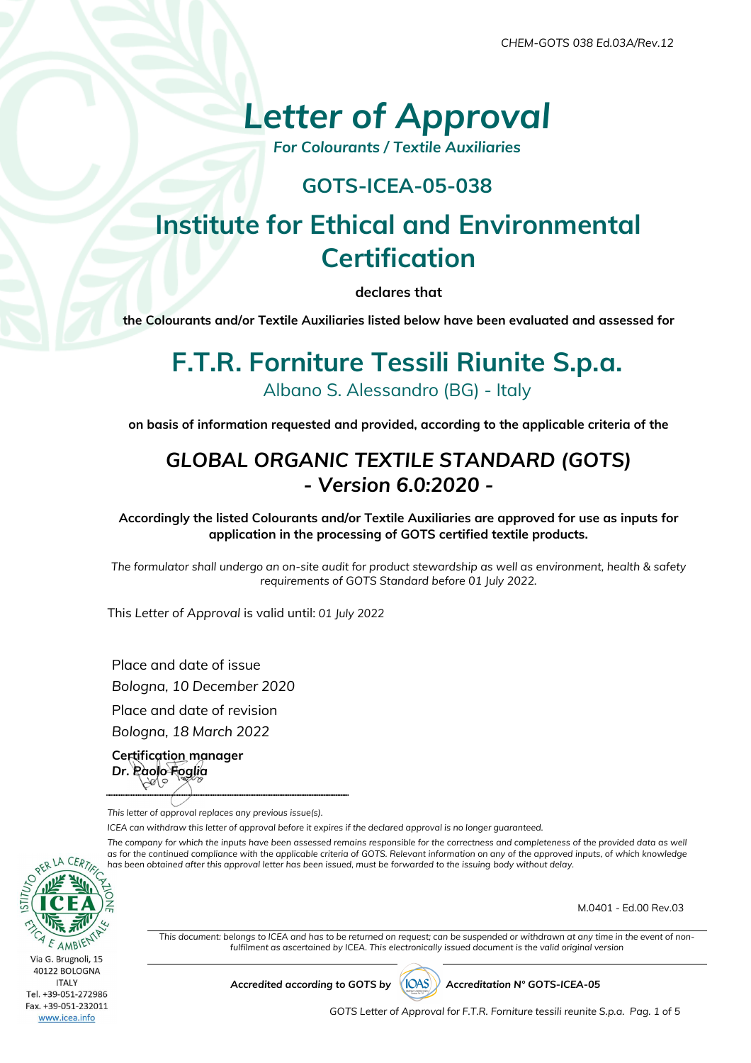CHEM-GOTS 038 Ed.03A/Rev.12

# *Letter of Approval*

***For Colourants / Textile Auxiliaries***

## GOTS-ICEA-05-038

# Institute for Ethical and Environmental Certification

**declares that**

**the Colourants and/or Textile Auxiliaries listed below have been evaluated and assessed for**

# F.T.R. Forniture Tessili Riunite S.p.a.

Albano S. Alessandro (BG) - Italy

**on basis of information requested and provided, according to the applicable criteria of the**

## *GLOBAL ORGANIC TEXTILE STANDARD (GOTS)* *- Version 6.0:2020 -*

**Accordingly the listed Colourants and/or Textile Auxiliaries are approved for use as inputs for application in the processing of GOTS certified textile products.**

*The formulator shall undergo an on-site audit for product stewardship as well as environment, health & safety requirements of GOTS Standard before 01 July 2022.*

This *Letter of Approval* is valid until: *01 July 2022*

Place and date of issue
*Bologna, 10 December 2020*
Place and date of revision
*Bologna, 18 March 2022*

**Certification manager**
***Dr. Paolo Foglia***

*This letter of approval replaces any previous issue(s).*

*ICEA can withdraw this letter of approval before it expires if the declared approval is no longer guaranteed.*

*The company for which the inputs have been assessed remains responsible for the correctness and completeness of the provided data as well as for the continued compliance with the applicable criteria of GOTS. Relevant information on any of the approved inputs, of which knowledge has been obtained after this approval letter has been issued, must be forwarded to the issuing body without delay.*

ISTITUTO PER LA CERTIFICAZIONE ETICA E AMBIENTALE
ICEA
Via G. Brugnoli, 15
40122 BOLOGNA
ITALY
Tel. +39-051-272986
Fax. +39-051-232011
www.icea.info

M.0401 - Ed.00 Rev.03

*This document: belongs to ICEA and has to be returned on request; can be suspended or withdrawn at any time in the event of non-fulfilment as ascertained by ICEA. This electronically issued document is the valid original version*

*Accredited according to GOTS by* IOAS *Accreditation N° GOTS-ICEA-05*

*GOTS Letter of Approval for F.T.R. Forniture tessili reunite S.p.a.*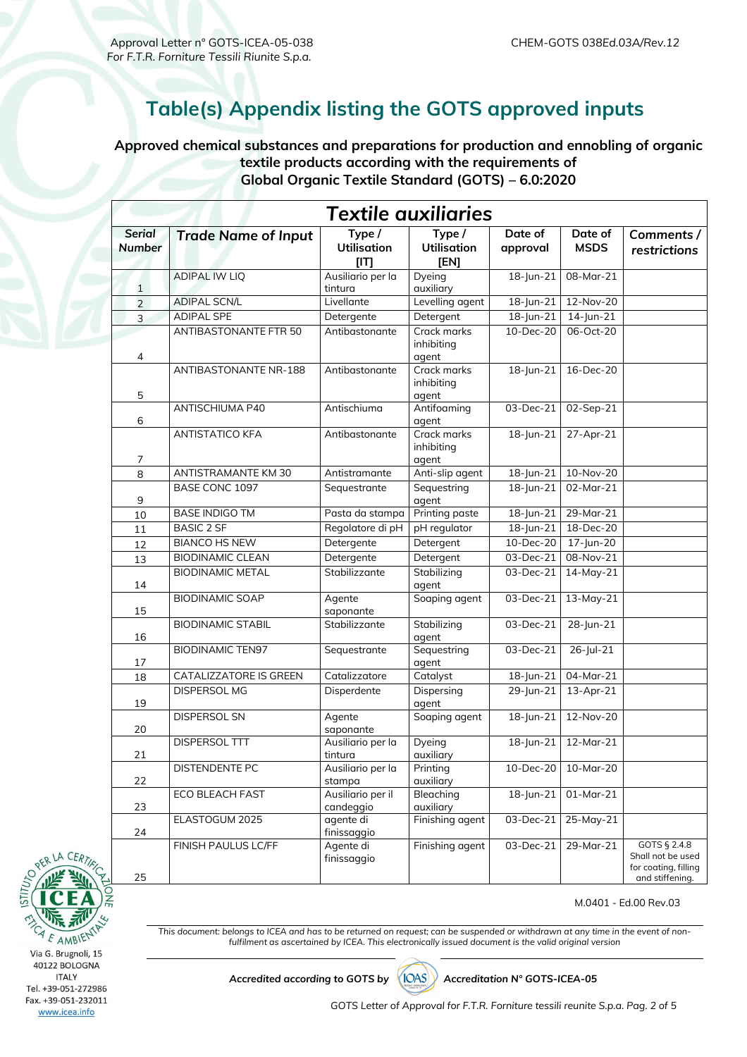# Table(s) Appendix listing the GOTS approved inputs

**Approved chemical substances and preparations for production and ennobling of organic textile products according with the requirements of Global Organic Textile Standard (GOTS) – 6.0:2020**

| *Textile auxiliaries* | | | | | | |
|---|---|---|---|---|---|---|
| ***Serial Number*** | **Trade Name of Input** | **Type / Utilisation [IT]** | **Type / Utilisation [EN]** | **Date of approval** | **Date of MSDS** | ***Comments / restrictions*** |
| 1 | ADIPAL IW LIQ | Ausiliario per la tintura | Dyeing auxiliary | 18-Jun-21 | 08-Mar-21 | |
| 2 | ADIPAL SCN/L | Livellante | Levelling agent | 18-Jun-21 | 12-Nov-20 | |
| 3 | ADIPAL SPE | Detergente | Detergent | 18-Jun-21 | 14-Jun-21 | |
| 4 | ANTIBASTONANTE FTR 50 | Antibastonante | Crack marks inhibiting agent | 10-Dec-20 | 06-Oct-20 | |
| 5 | ANTIBASTONANTE NR-188 | Antibastonante | Crack marks inhibiting agent | 18-Jun-21 | 16-Dec-20 | |
| 6 | ANTISCHIUMA P40 | Antischiuma | Antifoaming agent | 03-Dec-21 | 02-Sep-21 | |
| 7 | ANTISTATICO KFA | Antibastonante | Crack marks inhibiting agent | 18-Jun-21 | 27-Apr-21 | |
| 8 | ANTISTRAMANTE KM 30 | Antistramante | Anti-slip agent | 18-Jun-21 | 10-Nov-20 | |
| 9 | BASE CONC 1097 | Sequestrante | Sequestring agent | 18-Jun-21 | 02-Mar-21 | |
| 10 | BASE INDIGO TM | Pasta da stampa | Printing paste | 18-Jun-21 | 29-Mar-21 | |
| 11 | BASIC 2 SF | Regolatore di pH | pH regulator | 18-Jun-21 | 18-Dec-20 | |
| 12 | BIANCO HS NEW | Detergente | Detergent | 10-Dec-20 | 17-Jun-20 | |
| 13 | BIODINAMIC CLEAN | Detergente | Detergent | 03-Dec-21 | 08-Nov-21 | |
| 14 | BIODINAMIC METAL | Stabilizzante | Stabilizing agent | 03-Dec-21 | 14-May-21 | |
| 15 | BIODINAMIC SOAP | Agente saponante | Soaping agent | 03-Dec-21 | 13-May-21 | |
| 16 | BIODINAMIC STABIL | Stabilizzante | Stabilizing agent | 03-Dec-21 | 28-Jun-21 | |
| 17 | BIODINAMIC TEN97 | Sequestrante | Sequestring agent | 03-Dec-21 | 26-Jul-21 | |
| 18 | CATALIZZATORE IS GREEN | Catalizzatore | Catalyst | 18-Jun-21 | 04-Mar-21 | |
| 19 | DISPERSOL MG | Disperdente | Dispersing agent | 29-Jun-21 | 13-Apr-21 | |
| 20 | DISPERSOL SN | Agente saponante | Soaping agent | 18-Jun-21 | 12-Nov-20 | |
| 21 | DISPERSOL TTT | Ausiliario per la tintura | Dyeing auxiliary | 18-Jun-21 | 12-Mar-21 | |
| 22 | DISTENDENTE PC | Ausiliario per la stampa | Printing auxiliary | 10-Dec-20 | 10-Mar-20 | |
| 23 | ECO BLEACH FAST | Ausiliario per il candeggio | Bleaching auxiliary | 18-Jun-21 | 01-Mar-21 | |
| 24 | ELASTOGUM 2025 | agente di finissaggio | Finishing agent | 03-Dec-21 | 25-May-21 | |
| 25 | FINISH PAULUS LC/FF | Agente di finissaggio | Finishing agent | 03-Dec-21 | 29-Mar-21 | GOTS § 2.4.8 Shall not be used for coating, filling and stiffening. |

M.0401 - Ed.00 Rev.03

*This document: belongs to ICEA and has to be returned on request; can be suspended or withdrawn at any time in the event of non-fulfilment as ascertained by ICEA. This electronically issued document is the valid original version*

*Accredited according to GOTS by* IOAS *Accreditation N° GOTS-ICEA-05*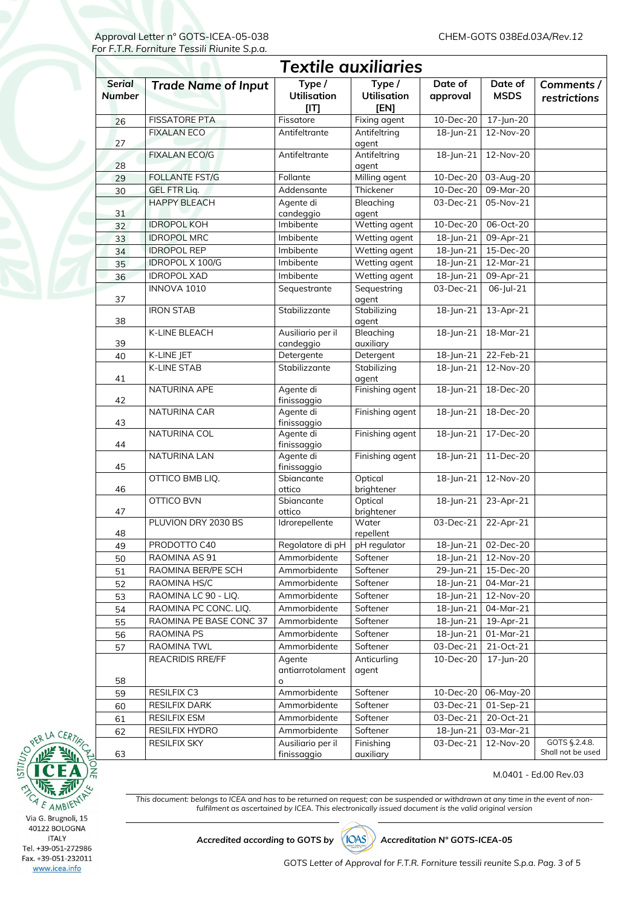Approval Letter n° GOTS-ICEA-05-038
*For F.T.R. Forniture Tessili Riunite S.p.a.*

CHEM-GOTS 038Ed.03A/Rev.12

## Textile auxiliaries

| Serial Number | Trade Name of Input | Type / Utilisation [IT] | Type / Utilisation [EN] | Date of approval | Date of MSDS | Comments / restrictions |
|---|---|---|---|---|---|---|
| 26 | FISSATORE PTA | Fissatore | Fixing agent | 10-Dec-20 | 17-Jun-20 | |
| 27 | FIXALAN ECO | Antifeltrante | Antifeltring agent | 18-Jun-21 | 12-Nov-20 | |
| 28 | FIXALAN ECO/G | Antifeltrante | Antifeltring agent | 18-Jun-21 | 12-Nov-20 | |
| 29 | FOLLANTE FST/G | Follante | Milling agent | 10-Dec-20 | 03-Aug-20 | |
| 30 | GEL FTR Liq. | Addensante | Thickener | 10-Dec-20 | 09-Mar-20 | |
| 31 | HAPPY BLEACH | Agente di candeggio | Bleaching agent | 03-Dec-21 | 05-Nov-21 | |
| 32 | IDROPOL KOH | Imbibente | Wetting agent | 10-Dec-20 | 06-Oct-20 | |
| 33 | IDROPOL MRC | Imbibente | Wetting agent | 18-Jun-21 | 09-Apr-21 | |
| 34 | IDROPOL REP | Imbibente | Wetting agent | 18-Jun-21 | 15-Dec-20 | |
| 35 | IDROPOL X 100/G | Imbibente | Wetting agent | 18-Jun-21 | 12-Mar-21 | |
| 36 | IDROPOL XAD | Imbibente | Wetting agent | 18-Jun-21 | 09-Apr-21 | |
| 37 | INNOVA 1010 | Sequestrante | Sequestring agent | 03-Dec-21 | 06-Jul-21 | |
| 38 | IRON STAB | Stabilizzante | Stabilizing agent | 18-Jun-21 | 13-Apr-21 | |
| 39 | K-LINE BLEACH | Ausiliario per il candeggio | Bleaching auxiliary | 18-Jun-21 | 18-Mar-21 | |
| 40 | K-LINE JET | Detergente | Detergent | 18-Jun-21 | 22-Feb-21 | |
| 41 | K-LINE STAB | Stabilizzante | Stabilizing agent | 18-Jun-21 | 12-Nov-20 | |
| 42 | NATURINA APE | Agente di finissaggio | Finishing agent | 18-Jun-21 | 18-Dec-20 | |
| 43 | NATURINA CAR | Agente di finissaggio | Finishing agent | 18-Jun-21 | 18-Dec-20 | |
| 44 | NATURINA COL | Agente di finissaggio | Finishing agent | 18-Jun-21 | 17-Dec-20 | |
| 45 | NATURINA LAN | Agente di finissaggio | Finishing agent | 18-Jun-21 | 11-Dec-20 | |
| 46 | OTTICO BMB LIQ. | Sbiancante ottico | Optical brightener | 18-Jun-21 | 12-Nov-20 | |
| 47 | OTTICO BVN | Sbiancante ottico | Optical brightener | 18-Jun-21 | 23-Apr-21 | |
| 48 | PLUVION DRY 2030 BS | Idrorepellente | Water repellent | 03-Dec-21 | 22-Apr-21 | |
| 49 | PRODOTTO C40 | Regolatore di pH | pH regulator | 18-Jun-21 | 02-Dec-20 | |
| 50 | RAOMINA AS 91 | Ammorbidente | Softener | 18-Jun-21 | 12-Nov-20 | |
| 51 | RAOMINA BER/PE SCH | Ammorbidente | Softener | 29-Jun-21 | 15-Dec-20 | |
| 52 | RAOMINA HS/C | Ammorbidente | Softener | 18-Jun-21 | 04-Mar-21 | |
| 53 | RAOMINA LC 90 - LIQ. | Ammorbidente | Softener | 18-Jun-21 | 12-Nov-20 | |
| 54 | RAOMINA PC CONC. LIQ. | Ammorbidente | Softener | 18-Jun-21 | 04-Mar-21 | |
| 55 | RAOMINA PE BASE CONC 37 | Ammorbidente | Softener | 18-Jun-21 | 19-Apr-21 | |
| 56 | RAOMINA PS | Ammorbidente | Softener | 18-Jun-21 | 01-Mar-21 | |
| 57 | RAOMINA TWL | Ammorbidente | Softener | 03-Dec-21 | 21-Oct-21 | |
| 58 | REACRIDIS RRE/FF | Agente antiarrotolamento | Anticurling agent | 10-Dec-20 | 17-Jun-20 | |
| 59 | RESILFIX C3 | Ammorbidente | Softener | 10-Dec-20 | 06-May-20 | |
| 60 | RESILFIX DARK | Ammorbidente | Softener | 03-Dec-21 | 01-Sep-21 | |
| 61 | RESILFIX ESM | Ammorbidente | Softener | 03-Dec-21 | 20-Oct-21 | |
| 62 | RESILFIX HYDRO | Ammorbidente | Softener | 18-Jun-21 | 03-Mar-21 | |
| 63 | RESILFIX SKY | Ausiliario per il finissaggio | Finishing auxiliary | 03-Dec-21 | 12-Nov-20 | GOTS §.2.4.8. Shall not be used |

M.0401 - Ed.00 Rev.03

*This document: belongs to ICEA and has to be returned on request; can be suspended or withdrawn at any time in the event of non-fulfilment as ascertained by ICEA. This electronically issued document is the valid original version*

Via G. Brugnoli, 15
40122 BOLOGNA
ITALY
Tel. +39-051-272986
Fax. +39-051-232011
www.icea.info

***Accredited according to GOTS by*** IOAS ***Accreditation N° GOTS-ICEA-05***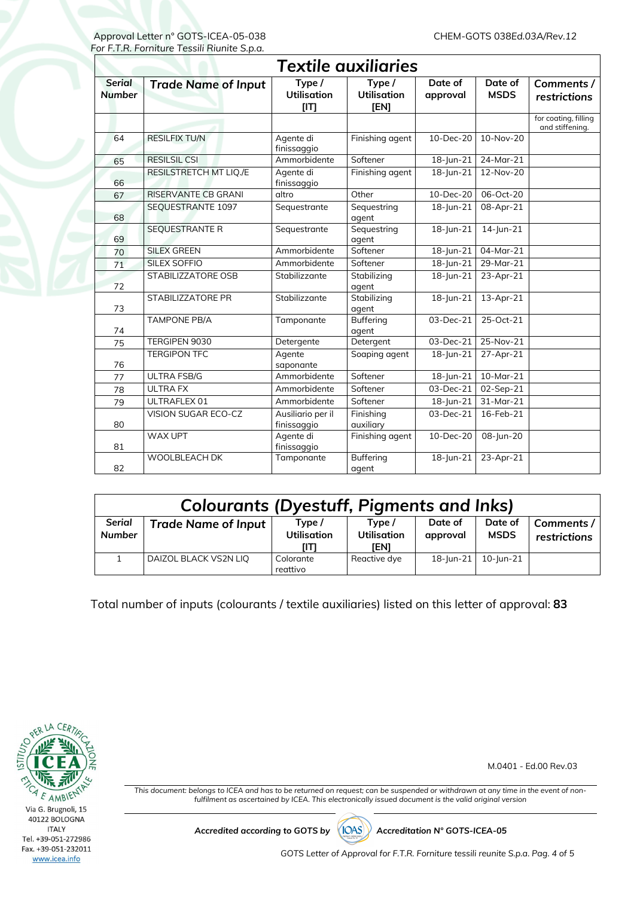## Textile auxiliaries

| Serial Number | Trade Name of Input | Type / Utilisation [IT] | Type / Utilisation [EN] | Date of approval | Date of MSDS | Comments / restrictions |
|---|---|---|---|---|---|---|
| | | | | | | for coating, filling and stiffening. |
| 64 | RESILFIX TU/N | Agente di finissaggio | Finishing agent | 10-Dec-20 | 10-Nov-20 | |
| 65 | RESILSIL CSI | Ammorbidente | Softener | 18-Jun-21 | 24-Mar-21 | |
| 66 | RESILSTRETCH MT LIQ./E | Agente di finissaggio | Finishing agent | 18-Jun-21 | 12-Nov-20 | |
| 67 | RISERVANTE CB GRANI | altro | Other | 10-Dec-20 | 06-Oct-20 | |
| 68 | SEQUESTRANTE 1097 | Sequestrante | Sequestring agent | 18-Jun-21 | 08-Apr-21 | |
| 69 | SEQUESTRANTE R | Sequestrante | Sequestring agent | 18-Jun-21 | 14-Jun-21 | |
| 70 | SILEX GREEN | Ammorbidente | Softener | 18-Jun-21 | 04-Mar-21 | |
| 71 | SILEX SOFFIO | Ammorbidente | Softener | 18-Jun-21 | 29-Mar-21 | |
| 72 | STABILIZZATORE OSB | Stabilizzante | Stabilizing agent | 18-Jun-21 | 23-Apr-21 | |
| 73 | STABILIZZATORE PR | Stabilizzante | Stabilizing agent | 18-Jun-21 | 13-Apr-21 | |
| 74 | TAMPONE PB/A | Tamponante | Buffering agent | 03-Dec-21 | 25-Oct-21 | |
| 75 | TERGIPEN 9030 | Detergente | Detergent | 03-Dec-21 | 25-Nov-21 | |
| 76 | TERGIPON TFC | Agente saponante | Soaping agent | 18-Jun-21 | 27-Apr-21 | |
| 77 | ULTRA FSB/G | Ammorbidente | Softener | 18-Jun-21 | 10-Mar-21 | |
| 78 | ULTRA FX | Ammorbidente | Softener | 03-Dec-21 | 02-Sep-21 | |
| 79 | ULTRAFLEX 01 | Ammorbidente | Softener | 18-Jun-21 | 31-Mar-21 | |
| 80 | VISION SUGAR ECO-CZ | Ausiliario per il finissaggio | Finishing auxiliary | 03-Dec-21 | 16-Feb-21 | |
| 81 | WAX UPT | Agente di finissaggio | Finishing agent | 10-Dec-20 | 08-Jun-20 | |
| 82 | WOOLBLEACH DK | Tamponante | Buffering agent | 18-Jun-21 | 23-Apr-21 | |

## Colourants (Dyestuff, Pigments and Inks)

| Serial Number | Trade Name of Input | Type / Utilisation [IT] | Type / Utilisation [EN] | Date of approval | Date of MSDS | Comments / restrictions |
|---|---|---|---|---|---|---|
| 1 | DAIZOL BLACK VS2N LIQ | Colorante reattivo | Reactive dye | 18-Jun-21 | 10-Jun-21 | |

Total number of inputs (colourants / textile auxiliaries) listed on this letter of approval: **83**

M.0401 - Ed.00 Rev.03

*This document: belongs to ICEA and has to be returned on request; can be suspended or withdrawn at any time in the event of non-fulfilment as ascertained by ICEA. This electronically issued document is the valid original version*

*Accredited according to GOTS by* IOAS *Accreditation N° GOTS-ICEA-05*

Via G. Brugnoli, 15
40122 BOLOGNA
ITALY
Tel. +39-051-272986
Fax. +39-051-232011
www.icea.info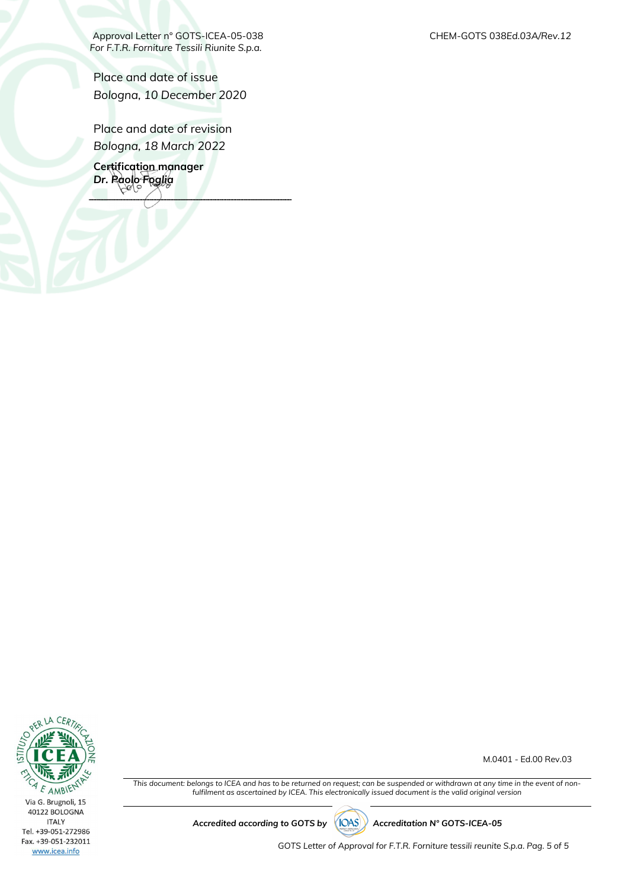Place and date of issue
*Bologna, 10 December 2020*

Place and date of revision
*Bologna, 18 March 2022*

**Certification manager**
***Dr. Paolo Foglia***

Via G. Brugnoli, 15
40122 BOLOGNA
ITALY
Tel. +39-051-272986
Fax. +39-051-232011
www.icea.info

M.0401 - Ed.00 Rev.03

*This document: belongs to ICEA and has to be returned on request; can be suspended or withdrawn at any time in the event of non-fulfilment as ascertained by ICEA. This electronically issued document is the valid original version*

***Accredited according to GOTS by*** ***Accreditation N° GOTS-ICEA-05***